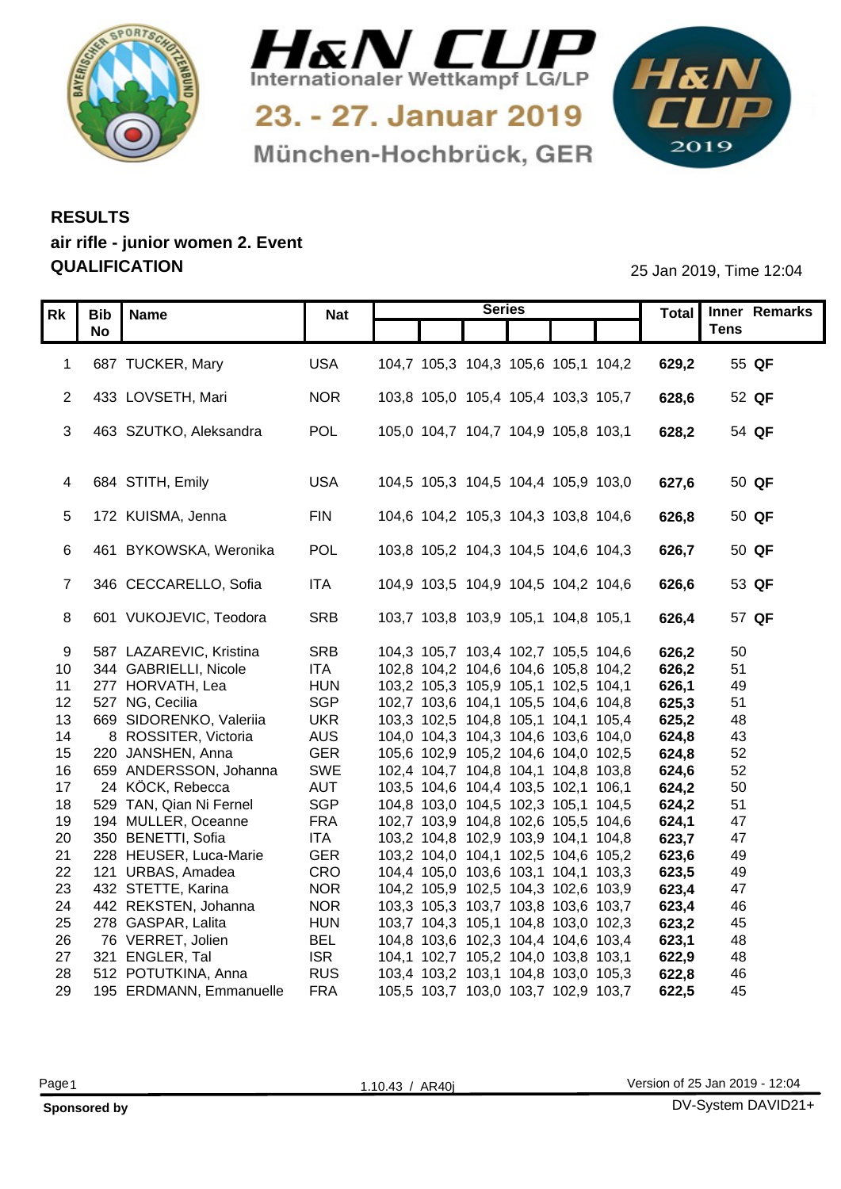# H&N CUP

Internationaler Wettkampf LG/LP

23. - 27. Januar 2019

München-Hochbrück, GER

## RESULTS

**air rifle - junior women 2. Event**

**QUALIFICATION**

25 Jan 2019, Time 12:04

| Rk | Bib No | Name | Nat | Series | | | | | | Total | Inner Tens | Remarks |
|---|---|---|---|---|---|---|---|---|---|---|---|---|
| 1 | 687 | TUCKER, Mary | USA | 104,7 | 105,3 | 104,3 | 105,6 | 105,1 | 104,2 | **629,2** | 55 | **QF** |
| 2 | 433 | LOVSETH, Mari | NOR | 103,8 | 105,0 | 105,4 | 105,4 | 103,3 | 105,7 | **628,6** | 52 | **QF** |
| 3 | 463 | SZUTKO, Aleksandra | POL | 105,0 | 104,7 | 104,7 | 104,9 | 105,8 | 103,1 | **628,2** | 54 | **QF** |
| 4 | 684 | STITH, Emily | USA | 104,5 | 105,3 | 104,5 | 104,4 | 105,9 | 103,0 | **627,6** | 50 | **QF** |
| 5 | 172 | KUISMA, Jenna | FIN | 104,6 | 104,2 | 105,3 | 104,3 | 103,8 | 104,6 | **626,8** | 50 | **QF** |
| 6 | 461 | BYKOWSKA, Weronika | POL | 103,8 | 105,2 | 104,3 | 104,5 | 104,6 | 104,3 | **626,7** | 50 | **QF** |
| 7 | 346 | CECCARELLO, Sofia | ITA | 104,9 | 103,5 | 104,9 | 104,5 | 104,2 | 104,6 | **626,6** | 53 | **QF** |
| 8 | 601 | VUKOJEVIC, Teodora | SRB | 103,7 | 103,8 | 103,9 | 105,1 | 104,8 | 105,1 | **626,4** | 57 | **QF** |
| 9 | 587 | LAZAREVIC, Kristina | SRB | 104,3 | 105,7 | 103,4 | 102,7 | 105,5 | 104,6 | **626,2** | 50 | |
| 10 | 344 | GABRIELLI, Nicole | ITA | 102,8 | 104,2 | 104,6 | 104,6 | 105,8 | 104,2 | **626,2** | 51 | |
| 11 | 277 | HORVATH, Lea | HUN | 103,2 | 105,3 | 105,9 | 105,1 | 102,5 | 104,1 | **626,1** | 49 | |
| 12 | 527 | NG, Cecilia | SGP | 102,7 | 103,6 | 104,1 | 105,5 | 104,6 | 104,8 | **625,3** | 51 | |
| 13 | 669 | SIDORENKO, Valeriia | UKR | 103,3 | 102,5 | 104,8 | 105,1 | 104,1 | 105,4 | **625,2** | 48 | |
| 14 | 8 | ROSSITER, Victoria | AUS | 104,0 | 104,3 | 104,3 | 104,6 | 103,6 | 104,0 | **624,8** | 43 | |
| 15 | 220 | JANSHEN, Anna | GER | 105,6 | 102,9 | 105,2 | 104,6 | 104,0 | 102,5 | **624,8** | 52 | |
| 16 | 659 | ANDERSSON, Johanna | SWE | 102,4 | 104,7 | 104,8 | 104,1 | 104,8 | 103,8 | **624,6** | 52 | |
| 17 | 24 | KÖCK, Rebecca | AUT | 103,5 | 104,6 | 104,4 | 103,5 | 102,1 | 106,1 | **624,2** | 50 | |
| 18 | 529 | TAN, Qian Ni Fernel | SGP | 104,8 | 103,0 | 104,5 | 102,3 | 105,1 | 104,5 | **624,2** | 51 | |
| 19 | 194 | MULLER, Oceanne | FRA | 102,7 | 103,9 | 104,8 | 102,6 | 105,5 | 104,6 | **624,1** | 47 | |
| 20 | 350 | BENETTI, Sofia | ITA | 103,2 | 104,8 | 102,9 | 103,9 | 104,1 | 104,8 | **623,7** | 47 | |
| 21 | 228 | HEUSER, Luca-Marie | GER | 103,2 | 104,0 | 104,1 | 102,5 | 104,6 | 105,2 | **623,6** | 49 | |
| 22 | 121 | URBAS, Amadea | CRO | 104,4 | 105,0 | 103,6 | 103,1 | 104,1 | 103,3 | **623,5** | 49 | |
| 23 | 432 | STETTE, Karina | NOR | 104,2 | 105,9 | 102,5 | 104,3 | 102,6 | 103,9 | **623,4** | 47 | |
| 24 | 442 | REKSTEN, Johanna | NOR | 103,3 | 105,3 | 103,7 | 103,8 | 103,6 | 103,7 | **623,4** | 46 | |
| 25 | 278 | GASPAR, Lalita | HUN | 103,7 | 104,3 | 105,1 | 104,8 | 103,0 | 102,3 | **623,2** | 45 | |
| 26 | 76 | VERRET, Jolien | BEL | 104,8 | 103,6 | 102,3 | 104,4 | 104,6 | 103,4 | **623,1** | 48 | |
| 27 | 321 | ENGLER, Tal | ISR | 104,1 | 102,7 | 105,2 | 104,0 | 103,8 | 103,1 | **622,9** | 48 | |
| 28 | 512 | POTUTKINA, Anna | RUS | 103,4 | 103,2 | 103,1 | 104,8 | 103,0 | 105,3 | **622,8** | 46 | |
| 29 | 195 | ERDMANN, Emmanuelle | FRA | 105,5 | 103,7 | 103,0 | 103,7 | 102,9 | 103,7 | **622,5** | 45 | |

1.10.43 / AR40j

Version of 25 Jan 2019 - 12:04

**Sponsored by**

DV-System DAVID21+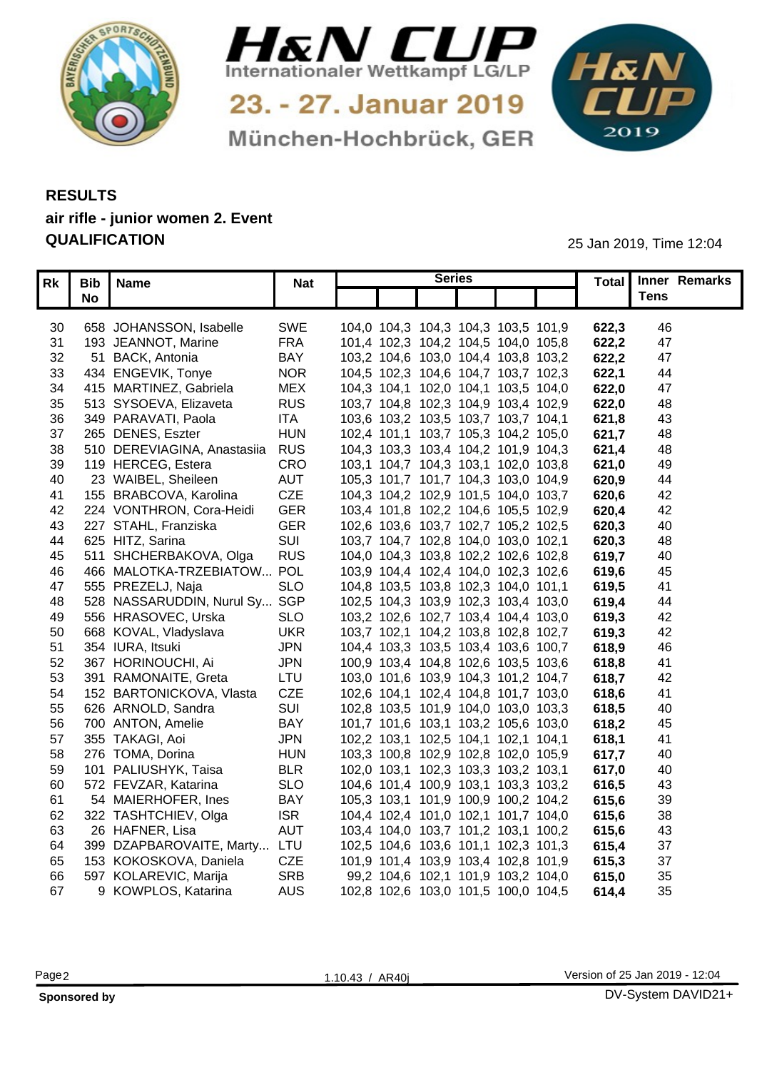# H&N CUP

Internationaler Wettkampf LG/LP

23. - 27. Januar 2019

München-Hochbrück, GER

## RESULTS
### air rifle - junior women 2. Event
### QUALIFICATION

25 Jan 2019, Time 12:04

| Rk | Bib No | Name | Nat | Series | | | | | | Total | Inner Tens | Remarks |
|---|---|---|---|---|---|---|---|---|---|---|---|---|
| 30 | 658 | JOHANSSON, Isabelle | SWE | 104,0 | 104,3 | 104,3 | 104,3 | 103,5 | 101,9 | **622,3** | 46 | |
| 31 | 193 | JEANNOT, Marine | FRA | 101,4 | 102,3 | 104,2 | 104,5 | 104,0 | 105,8 | **622,2** | 47 | |
| 32 | 51 | BACK, Antonia | BAY | 103,2 | 104,6 | 103,0 | 104,4 | 103,8 | 103,2 | **622,2** | 47 | |
| 33 | 434 | ENGEVIK, Tonye | NOR | 104,5 | 102,3 | 104,6 | 104,7 | 103,7 | 102,3 | **622,1** | 44 | |
| 34 | 415 | MARTINEZ, Gabriela | MEX | 104,3 | 104,1 | 102,0 | 104,1 | 103,5 | 104,0 | **622,0** | 47 | |
| 35 | 513 | SYSOEVA, Elizaveta | RUS | 103,7 | 104,8 | 102,3 | 104,9 | 103,4 | 102,9 | **622,0** | 48 | |
| 36 | 349 | PARAVATI, Paola | ITA | 103,6 | 103,2 | 103,5 | 103,7 | 103,7 | 104,1 | **621,8** | 43 | |
| 37 | 265 | DENES, Eszter | HUN | 102,4 | 101,1 | 103,7 | 105,3 | 104,2 | 105,0 | **621,7** | 48 | |
| 38 | 510 | DEREVIAGINA, Anastasiia | RUS | 104,3 | 103,3 | 103,4 | 104,2 | 101,9 | 104,3 | **621,4** | 48 | |
| 39 | 119 | HERCEG, Estera | CRO | 103,1 | 104,7 | 104,3 | 103,1 | 102,0 | 103,8 | **621,0** | 49 | |
| 40 | 23 | WAIBEL, Sheileen | AUT | 105,3 | 101,7 | 101,7 | 104,3 | 103,0 | 104,9 | **620,9** | 44 | |
| 41 | 155 | BRABCOVA, Karolina | CZE | 104,3 | 104,2 | 102,9 | 101,5 | 104,0 | 103,7 | **620,6** | 42 | |
| 42 | 224 | VONTHRON, Cora-Heidi | GER | 103,4 | 101,8 | 102,2 | 104,6 | 105,5 | 102,9 | **620,4** | 42 | |
| 43 | 227 | STAHL, Franziska | GER | 102,6 | 103,6 | 103,7 | 102,7 | 105,2 | 102,5 | **620,3** | 40 | |
| 44 | 625 | HITZ, Sarina | SUI | 103,7 | 104,7 | 102,8 | 104,0 | 103,0 | 102,1 | **620,3** | 48 | |
| 45 | 511 | SHCHERBAKOVA, Olga | RUS | 104,0 | 104,3 | 103,8 | 102,2 | 102,6 | 102,8 | **619,7** | 40 | |
| 46 | 466 | MALOTKA-TRZEBIATOW... | POL | 103,9 | 104,4 | 102,4 | 104,0 | 102,3 | 102,6 | **619,6** | 45 | |
| 47 | 555 | PREZELJ, Naja | SLO | 104,8 | 103,5 | 103,8 | 102,3 | 104,0 | 101,1 | **619,5** | 41 | |
| 48 | 528 | NASSARUDDIN, Nurul Sy... | SGP | 102,5 | 104,3 | 103,9 | 102,3 | 103,4 | 103,0 | **619,4** | 44 | |
| 49 | 556 | HRASOVEC, Urska | SLO | 103,2 | 102,6 | 102,7 | 103,4 | 104,4 | 103,0 | **619,3** | 42 | |
| 50 | 668 | KOVAL, Vladyslava | UKR | 103,7 | 102,1 | 104,2 | 103,8 | 102,8 | 102,7 | **619,3** | 42 | |
| 51 | 354 | IURA, Itsuki | JPN | 104,4 | 103,3 | 103,5 | 103,4 | 103,6 | 100,7 | **618,9** | 46 | |
| 52 | 367 | HORINOUCHI, Ai | JPN | 100,9 | 103,4 | 104,8 | 102,6 | 103,5 | 103,6 | **618,8** | 41 | |
| 53 | 391 | RAMONAITE, Greta | LTU | 103,0 | 101,6 | 103,9 | 104,3 | 101,2 | 104,7 | **618,7** | 42 | |
| 54 | 152 | BARTONICKOVA, Vlasta | CZE | 102,6 | 104,1 | 102,4 | 104,8 | 101,7 | 103,0 | **618,6** | 41 | |
| 55 | 626 | ARNOLD, Sandra | SUI | 102,8 | 103,5 | 101,9 | 104,0 | 103,0 | 103,3 | **618,5** | 40 | |
| 56 | 700 | ANTON, Amelie | BAY | 101,7 | 101,6 | 103,1 | 103,2 | 105,6 | 103,0 | **618,2** | 45 | |
| 57 | 355 | TAKAGI, Aoi | JPN | 102,2 | 103,1 | 102,5 | 104,1 | 102,1 | 104,1 | **618,1** | 41 | |
| 58 | 276 | TOMA, Dorina | HUN | 103,3 | 100,8 | 102,9 | 102,8 | 102,0 | 105,9 | **617,7** | 40 | |
| 59 | 101 | PALIUSHYK, Taisa | BLR | 102,0 | 103,1 | 102,3 | 103,3 | 103,2 | 103,1 | **617,0** | 40 | |
| 60 | 572 | FEVZAR, Katarina | SLO | 104,6 | 101,4 | 100,9 | 103,1 | 103,3 | 103,2 | **616,5** | 43 | |
| 61 | 54 | MAIERHOFER, Ines | BAY | 105,3 | 103,1 | 101,9 | 100,9 | 100,2 | 104,2 | **615,6** | 39 | |
| 62 | 322 | TASHTCHIEV, Olga | ISR | 104,4 | 102,4 | 101,0 | 102,1 | 101,7 | 104,0 | **615,6** | 38 | |
| 63 | 26 | HAFNER, Lisa | AUT | 103,4 | 104,0 | 103,7 | 101,2 | 103,1 | 100,2 | **615,6** | 43 | |
| 64 | 399 | DZAPBAROVAITE, Marty... | LTU | 102,5 | 104,6 | 103,6 | 101,1 | 102,3 | 101,3 | **615,4** | 37 | |
| 65 | 153 | KOKOSKOVA, Daniela | CZE | 101,9 | 101,4 | 103,9 | 103,4 | 102,8 | 101,9 | **615,3** | 37 | |
| 66 | 597 | KOLAREVIC, Marija | SRB | 99,2 | 104,6 | 102,1 | 101,9 | 103,2 | 104,0 | **615,0** | 35 | |
| 67 | 9 | KOWPLOS, Katarina | AUS | 102,8 | 102,6 | 103,0 | 101,5 | 100,0 | 104,5 | **614,4** | 35 | |

1.10.43 / AR40j

Version of 25 Jan 2019 - 12:04

**Sponsored by**

DV-System DAVID21+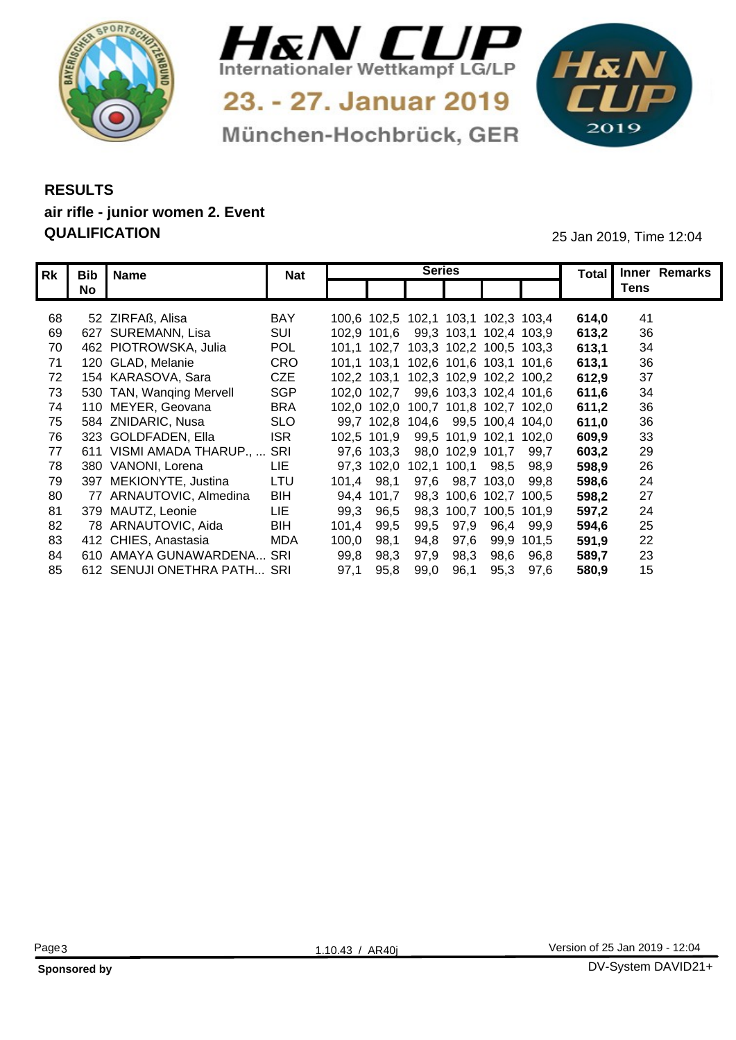# H&N CUP

Internationaler Wettkampf LG/LP

23. - 27. Januar 2019

München-Hochbrück, GER

## RESULTS

### air rifle - junior women 2. Event

### QUALIFICATION

25 Jan 2019, Time 12:04

| Rk | Bib No | Name | Nat | Series | | | | | | Total | Inner Tens | Remarks |
|---|---|---|---|---|---|---|---|---|---|---|---|---|
| 68 | 52 | ZIRFAß, Alisa | BAY | 100,6 | 102,5 | 102,1 | 103,1 | 102,3 | 103,4 | **614,0** | 41 | |
| 69 | 627 | SUREMANN, Lisa | SUI | 102,9 | 101,6 | 99,3 | 103,1 | 102,4 | 103,9 | **613,2** | 36 | |
| 70 | 462 | PIOTROWSKA, Julia | POL | 101,1 | 102,7 | 103,3 | 102,2 | 100,5 | 103,3 | **613,1** | 34 | |
| 71 | 120 | GLAD, Melanie | CRO | 101,1 | 103,1 | 102,6 | 101,6 | 103,1 | 101,6 | **613,1** | 36 | |
| 72 | 154 | KARASOVA, Sara | CZE | 102,2 | 103,1 | 102,3 | 102,9 | 102,2 | 100,2 | **612,9** | 37 | |
| 73 | 530 | TAN, Wanqing Mervell | SGP | 102,0 | 102,7 | 99,6 | 103,3 | 102,4 | 101,6 | **611,6** | 34 | |
| 74 | 110 | MEYER, Geovana | BRA | 102,0 | 102,0 | 100,7 | 101,8 | 102,7 | 102,0 | **611,2** | 36 | |
| 75 | 584 | ZNIDARIC, Nusa | SLO | 99,7 | 102,8 | 104,6 | 99,5 | 100,4 | 104,0 | **611,0** | 36 | |
| 76 | 323 | GOLDFADEN, Ella | ISR | 102,5 | 101,9 | 99,5 | 101,9 | 102,1 | 102,0 | **609,9** | 33 | |
| 77 | 611 | VISMI AMADA THARUP., ... | SRI | 97,6 | 103,3 | 98,0 | 102,9 | 101,7 | 99,7 | **603,2** | 29 | |
| 78 | 380 | VANONI, Lorena | LIE | 97,3 | 102,0 | 102,1 | 100,1 | 98,5 | 98,9 | **598,9** | 26 | |
| 79 | 397 | MEKIONYTE, Justina | LTU | 101,4 | 98,1 | 97,6 | 98,7 | 103,0 | 99,8 | **598,6** | 24 | |
| 80 | 77 | ARNAUTOVIC, Almedina | BIH | 94,4 | 101,7 | 98,3 | 100,6 | 102,7 | 100,5 | **598,2** | 27 | |
| 81 | 379 | MAUTZ, Leonie | LIE | 99,3 | 96,5 | 98,3 | 100,7 | 100,5 | 101,9 | **597,2** | 24 | |
| 82 | 78 | ARNAUTOVIC, Aida | BIH | 101,4 | 99,5 | 99,5 | 97,9 | 96,4 | 99,9 | **594,6** | 25 | |
| 83 | 412 | CHIES, Anastasia | MDA | 100,0 | 98,1 | 94,8 | 97,6 | 99,9 | 101,5 | **591,9** | 22 | |
| 84 | 610 | AMAYA GUNAWARDENA... | SRI | 99,8 | 98,3 | 97,9 | 98,3 | 98,6 | 96,8 | **589,7** | 23 | |
| 85 | 612 | SENUJI ONETHRA PATH... | SRI | 97,1 | 95,8 | 99,0 | 96,1 | 95,3 | 97,6 | **580,9** | 15 | |

1.10.43 / AR40j

Version of 25 Jan 2019 - 12:04

**Sponsored by**

DV-System DAVID21+